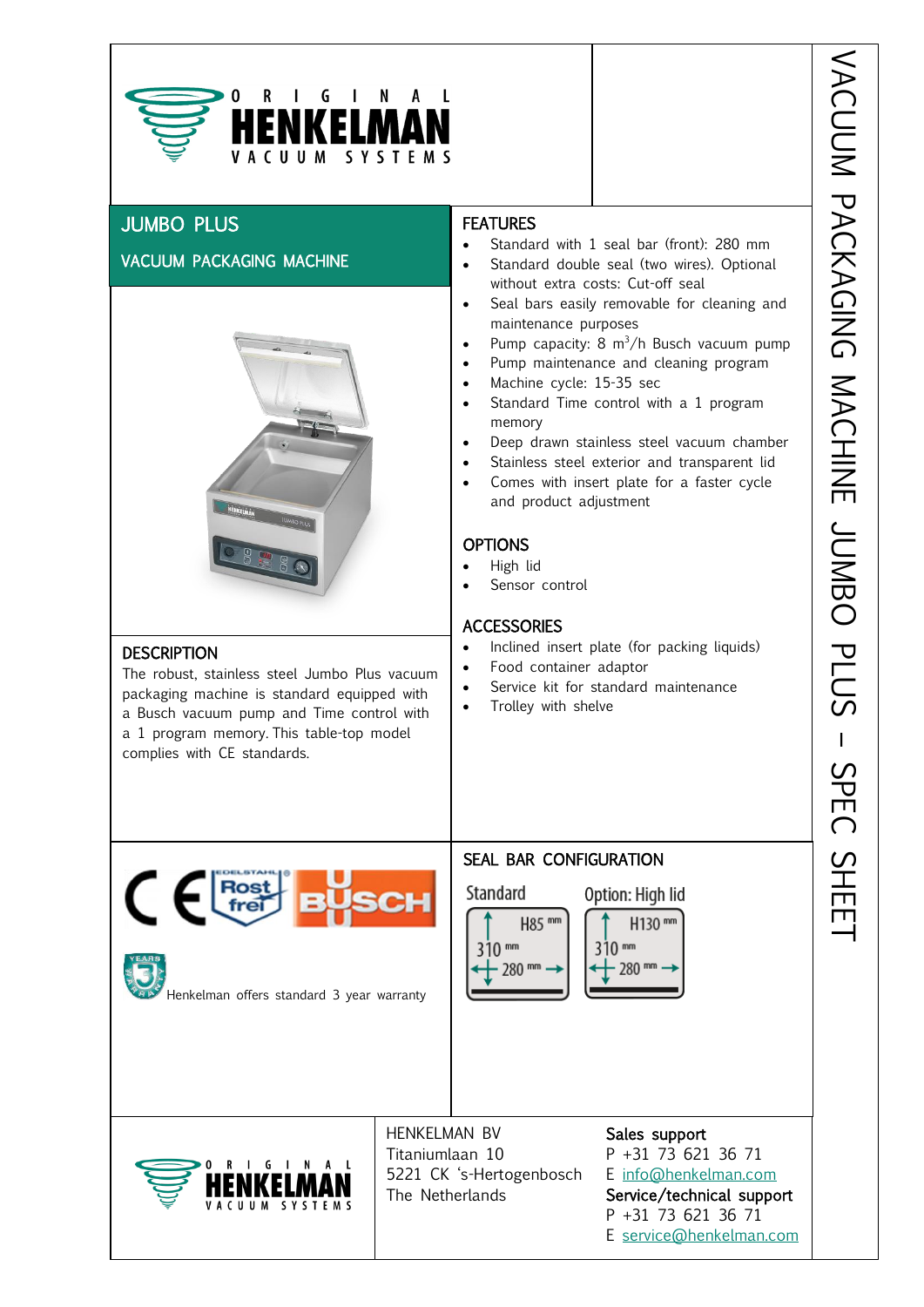# VACUUM PACKAGING MACHINE JUMBO PLUS – SPEC SHEET

ORIGINAL HENKELMAN VACUUM SYSTEMS

## JUMBO PLUS

### VACUUM PACKAGING MACHINE

## DESCRIPTION

The robust, stainless steel Jumbo Plus vacuum packaging machine is standard equipped with a Busch vacuum pump and Time control with a 1 program memory. This table-top model complies with CE standards.

## FEATURES

- Standard with 1 seal bar (front): 280 mm
- Standard double seal (two wires). Optional without extra costs: Cut-off seal
- Seal bars easily removable for cleaning and maintenance purposes
- Pump capacity: 8 $m^3$/h Busch vacuum pump
- Pump maintenance and cleaning program
- Machine cycle: 15-35 sec
- Standard Time control with a 1 program memory
- Deep drawn stainless steel vacuum chamber
- Stainless steel exterior and transparent lid
- Comes with insert plate for a faster cycle and product adjustment

## OPTIONS

- High lid
- Sensor control

## ACCESSORIES

- Inclined insert plate (for packing liquids)
- Food container adaptor
- Service kit for standard maintenance
- Trolley with shelve

CE | Edelstahl Rostfrei | BUSCH

Henkelman offers standard 3 year warranty

## SEAL BAR CONFIGURATION

| Standard | Option: High lid |
|---|---|
| H85 mm | H130 mm |
| 310 mm | 310 mm |
| 280 mm | 280 mm |

ORIGINAL HENKELMAN VACUUM SYSTEMS

HENKELMAN BV
Titaniumlaan 10
5221 CK 's-Hertogenbosch
The Netherlands

**Sales support**
P +31 73 621 36 71
E info@henkelman.com

**Service/technical support**
P +31 73 621 36 71
E service@henkelman.com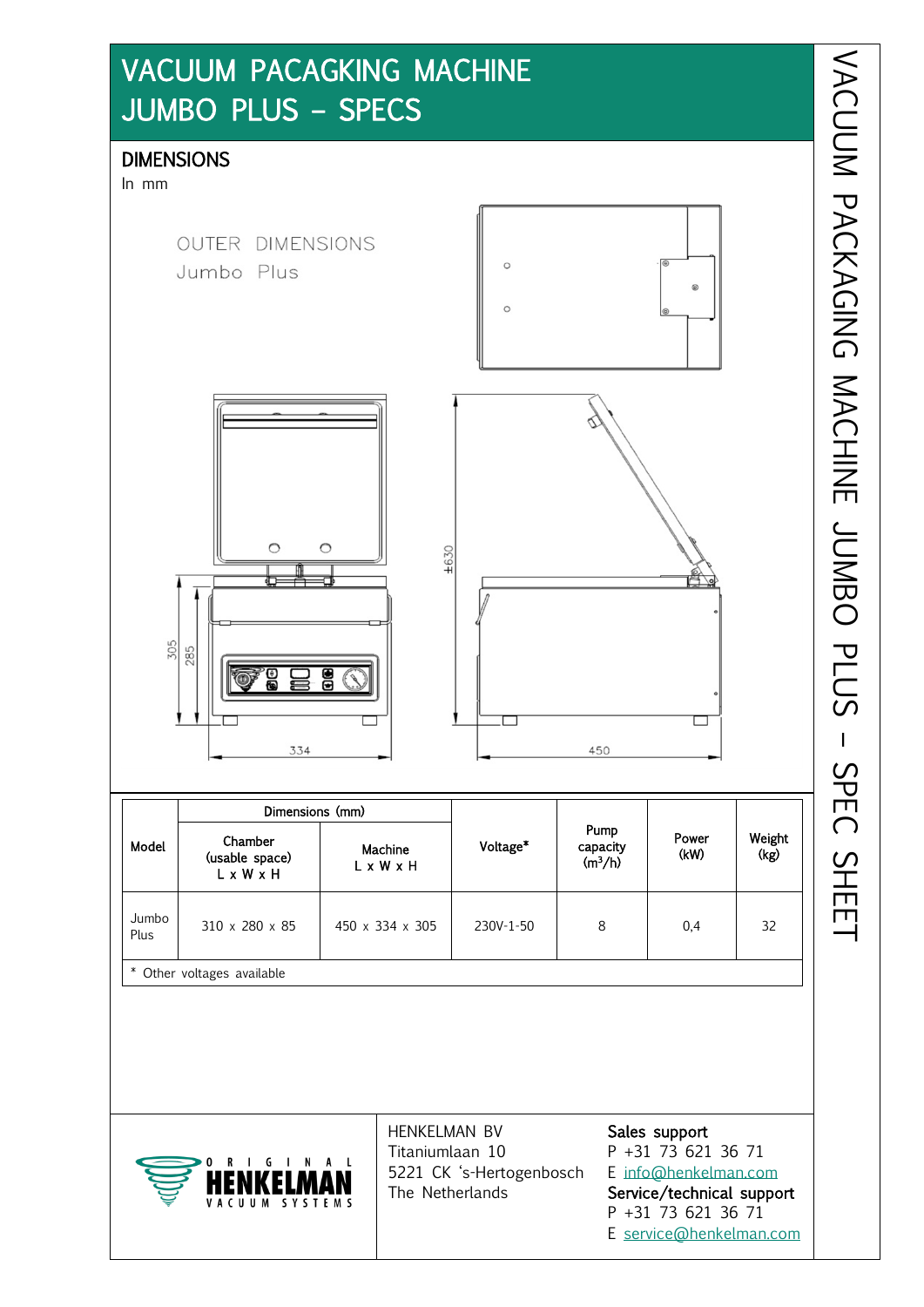# VACUUM PACAGKING MACHINE JUMBO PLUS – SPECS

## DIMENSIONS

In mm

OUTER DIMENSIONS
Jumbo Plus

±630

305

285

334

450

| Model | Dimensions (mm) | | Voltage* | Pump capacity ($m^3/h$) | Power (kW) | Weight (kg) |
|---|---|---|---|---|---|---|
| | Chamber (usable space) L x W x H | Machine L x W x H | | | | |
| Jumbo Plus | 310 x 280 x 85 | 450 x 334 x 305 | 230V-1-50 | 8 | 0,4 | 32 |

\* Other voltages available

ORIGINAL HENKELMAN VACUUM SYSTEMS

HENKELMAN BV
Titaniumlaan 10
5221 CK 's-Hertogenbosch
The Netherlands

**Sales support**
P +31 73 621 36 71
E info@henkelman.com
**Service/technical support**
P +31 73 621 36 71
E service@henkelman.com